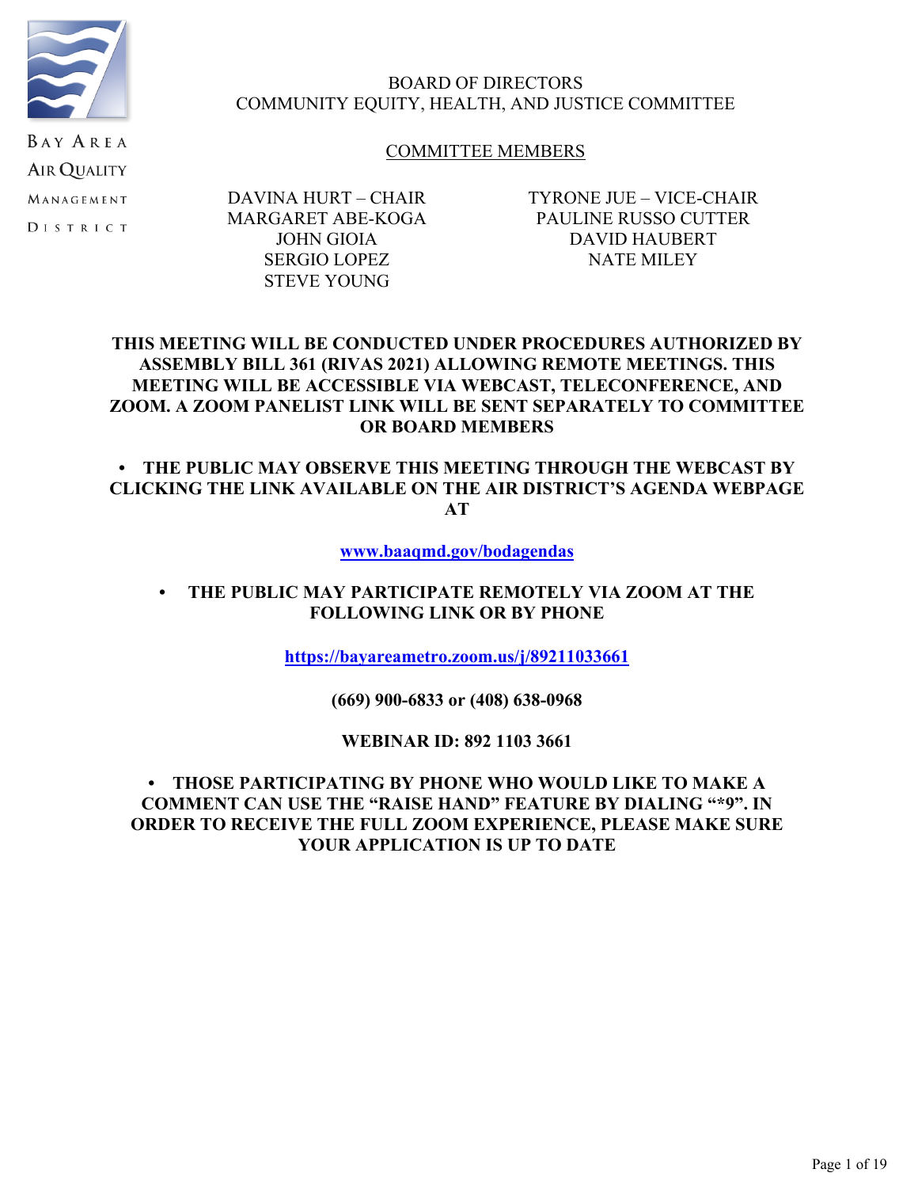BAY AREA AIR QUALITY MANAGEMENT DISTRICT

# BOARD OF DIRECTORS
## COMMUNITY EQUITY, HEALTH, AND JUSTICE COMMITTEE

COMMITTEE MEMBERS

DAVINA HURT – CHAIR
TYRONE JUE – VICE-CHAIR
MARGARET ABE-KOGA
PAULINE RUSSO CUTTER
JOHN GIOIA
DAVID HAUBERT
SERGIO LOPEZ
NATE MILEY
STEVE YOUNG

**THIS MEETING WILL BE CONDUCTED UNDER PROCEDURES AUTHORIZED BY ASSEMBLY BILL 361 (RIVAS 2021) ALLOWING REMOTE MEETINGS. THIS MEETING WILL BE ACCESSIBLE VIA WEBCAST, TELECONFERENCE, AND ZOOM. A ZOOM PANELIST LINK WILL BE SENT SEPARATELY TO COMMITTEE OR BOARD MEMBERS**

- **THE PUBLIC MAY OBSERVE THIS MEETING THROUGH THE WEBCAST BY CLICKING THE LINK AVAILABLE ON THE AIR DISTRICT'S AGENDA WEBPAGE AT**

**www.baaqmd.gov/bodagendas**

- **THE PUBLIC MAY PARTICIPATE REMOTELY VIA ZOOM AT THE FOLLOWING LINK OR BY PHONE**

**https://bayareametro.zoom.us/j/89211033661**

**(669) 900-6833 or (408) 638-0968**

**WEBINAR ID: 892 1103 3661**

- **THOSE PARTICIPATING BY PHONE WHO WOULD LIKE TO MAKE A COMMENT CAN USE THE "RAISE HAND" FEATURE BY DIALING "*9". IN ORDER TO RECEIVE THE FULL ZOOM EXPERIENCE, PLEASE MAKE SURE YOUR APPLICATION IS UP TO DATE**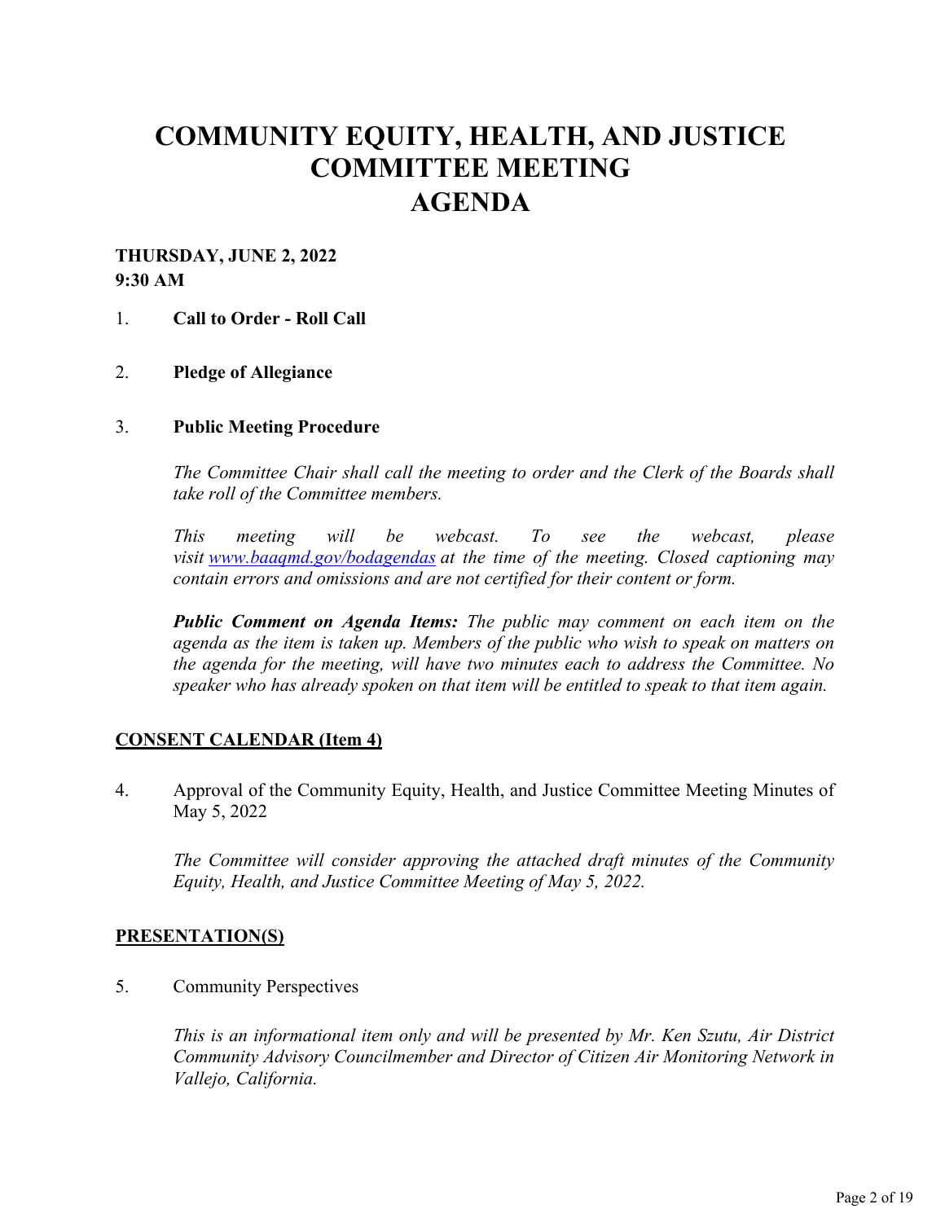# COMMUNITY EQUITY, HEALTH, AND JUSTICE COMMITTEE MEETING AGENDA

**THURSDAY, JUNE 2, 2022**
**9:30 AM**

1. **Call to Order - Roll Call**

2. **Pledge of Allegiance**

3. **Public Meeting Procedure**

   *The Committee Chair shall call the meeting to order and the Clerk of the Boards shall take roll of the Committee members.*

   *This meeting will be webcast. To see the webcast, please visit [www.baaqmd.gov/bodagendas](www.baaqmd.gov/bodagendas) at the time of the meeting. Closed captioning may contain errors and omissions and are not certified for their content or form.*

   ***Public Comment on Agenda Items:*** *The public may comment on each item on the agenda as the item is taken up. Members of the public who wish to speak on matters on the agenda for the meeting, will have two minutes each to address the Committee. No speaker who has already spoken on that item will be entitled to speak to that item again.*

**CONSENT CALENDAR (Item 4)**

4. Approval of the Community Equity, Health, and Justice Committee Meeting Minutes of May 5, 2022

   *The Committee will consider approving the attached draft minutes of the Community Equity, Health, and Justice Committee Meeting of May 5, 2022.*

**PRESENTATION(S)**

5. Community Perspectives

   *This is an informational item only and will be presented by Mr. Ken Szutu, Air District Community Advisory Councilmember and Director of Citizen Air Monitoring Network in Vallejo, California.*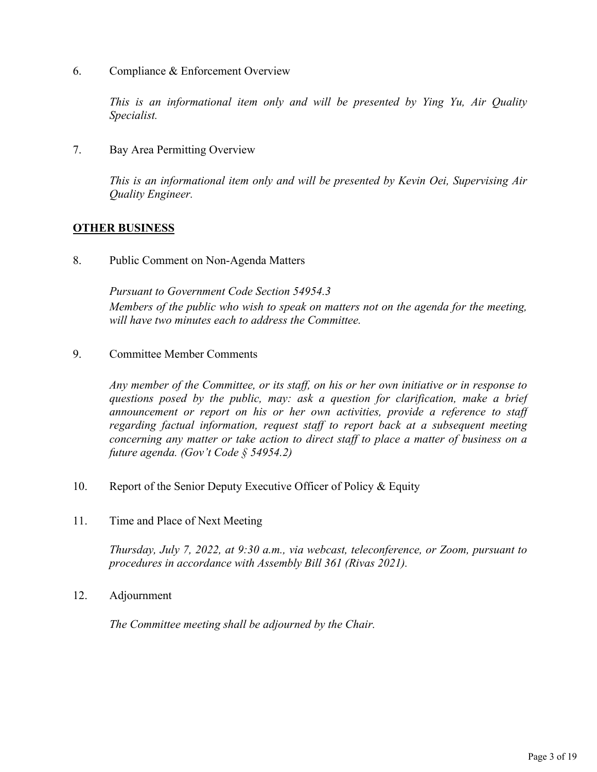6. Compliance & Enforcement Overview

   *This is an informational item only and will be presented by Ying Yu, Air Quality Specialist.*

7. Bay Area Permitting Overview

   *This is an informational item only and will be presented by Kevin Oei, Supervising Air Quality Engineer.*

## OTHER BUSINESS

8. Public Comment on Non-Agenda Matters

   *Pursuant to Government Code Section 54954.3*
   *Members of the public who wish to speak on matters not on the agenda for the meeting, will have two minutes each to address the Committee.*

9. Committee Member Comments

   *Any member of the Committee, or its staff, on his or her own initiative or in response to questions posed by the public, may: ask a question for clarification, make a brief announcement or report on his or her own activities, provide a reference to staff regarding factual information, request staff to report back at a subsequent meeting concerning any matter or take action to direct staff to place a matter of business on a future agenda. (Gov't Code § 54954.2)*

10. Report of the Senior Deputy Executive Officer of Policy & Equity

11. Time and Place of Next Meeting

    *Thursday, July 7, 2022, at 9:30 a.m., via webcast, teleconference, or Zoom, pursuant to procedures in accordance with Assembly Bill 361 (Rivas 2021).*

12. Adjournment

    *The Committee meeting shall be adjourned by the Chair.*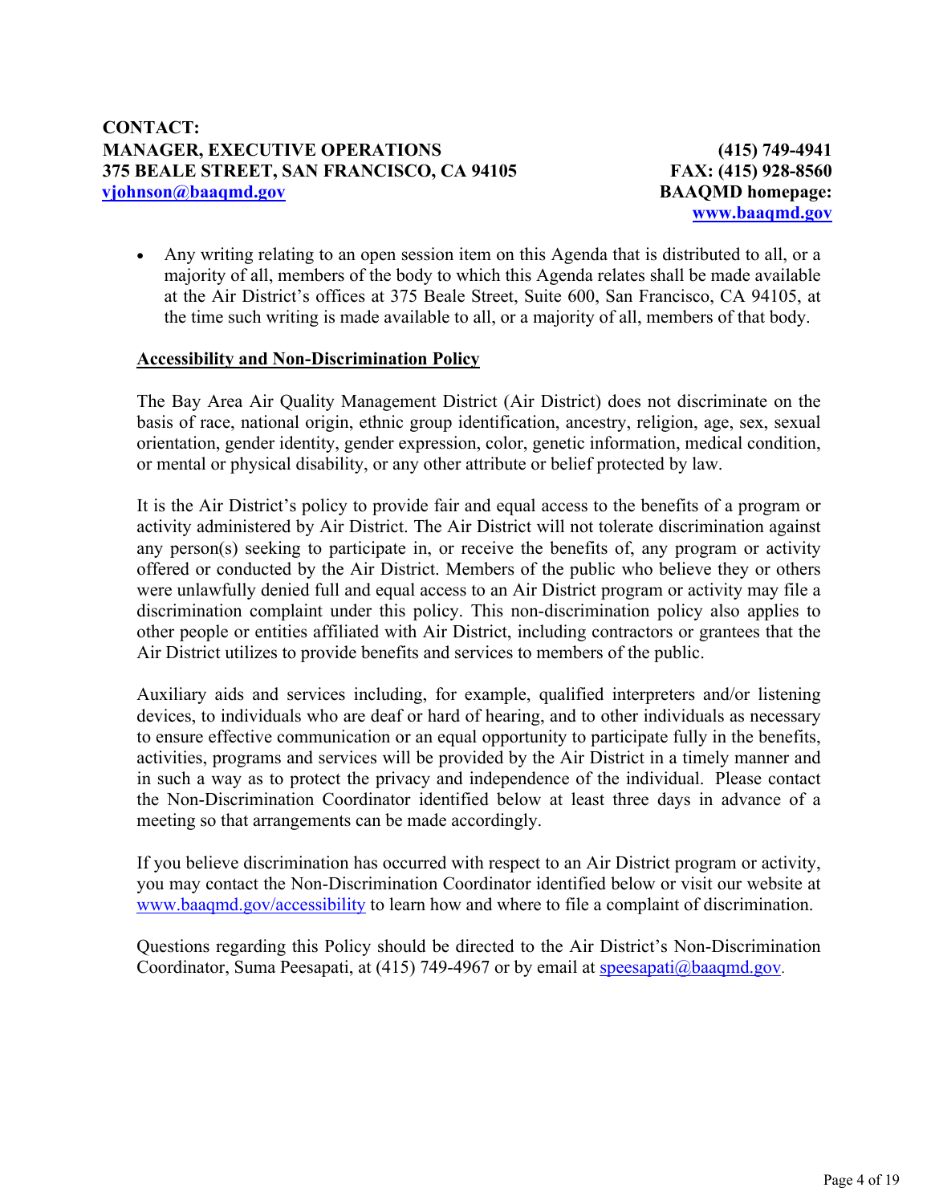**CONTACT:**
**MANAGER, EXECUTIVE OPERATIONS** **(415) 749-4941**
**375 BEALE STREET, SAN FRANCISCO, CA 94105** **FAX: (415) 928-8560**
**[vjohnson@baaqmd.gov](mailto:vjohnson@baaqmd.gov)** **BAAQMD homepage:** **[www.baaqmd.gov](http://www.baaqmd.gov)**

- Any writing relating to an open session item on this Agenda that is distributed to all, or a majority of all, members of the body to which this Agenda relates shall be made available at the Air District's offices at 375 Beale Street, Suite 600, San Francisco, CA 94105, at the time such writing is made available to all, or a majority of all, members of that body.

**Accessibility and Non-Discrimination Policy**

The Bay Area Air Quality Management District (Air District) does not discriminate on the basis of race, national origin, ethnic group identification, ancestry, religion, age, sex, sexual orientation, gender identity, gender expression, color, genetic information, medical condition, or mental or physical disability, or any other attribute or belief protected by law.

It is the Air District's policy to provide fair and equal access to the benefits of a program or activity administered by Air District. The Air District will not tolerate discrimination against any person(s) seeking to participate in, or receive the benefits of, any program or activity offered or conducted by the Air District. Members of the public who believe they or others were unlawfully denied full and equal access to an Air District program or activity may file a discrimination complaint under this policy. This non-discrimination policy also applies to other people or entities affiliated with Air District, including contractors or grantees that the Air District utilizes to provide benefits and services to members of the public.

Auxiliary aids and services including, for example, qualified interpreters and/or listening devices, to individuals who are deaf or hard of hearing, and to other individuals as necessary to ensure effective communication or an equal opportunity to participate fully in the benefits, activities, programs and services will be provided by the Air District in a timely manner and in such a way as to protect the privacy and independence of the individual. Please contact the Non-Discrimination Coordinator identified below at least three days in advance of a meeting so that arrangements can be made accordingly.

If you believe discrimination has occurred with respect to an Air District program or activity, you may contact the Non-Discrimination Coordinator identified below or visit our website at [www.baaqmd.gov/accessibility](http://www.baaqmd.gov/accessibility) to learn how and where to file a complaint of discrimination.

Questions regarding this Policy should be directed to the Air District's Non-Discrimination Coordinator, Suma Peesapati, at (415) 749-4967 or by email at [speesapati@baaqmd.gov](mailto:speesapati@baaqmd.gov).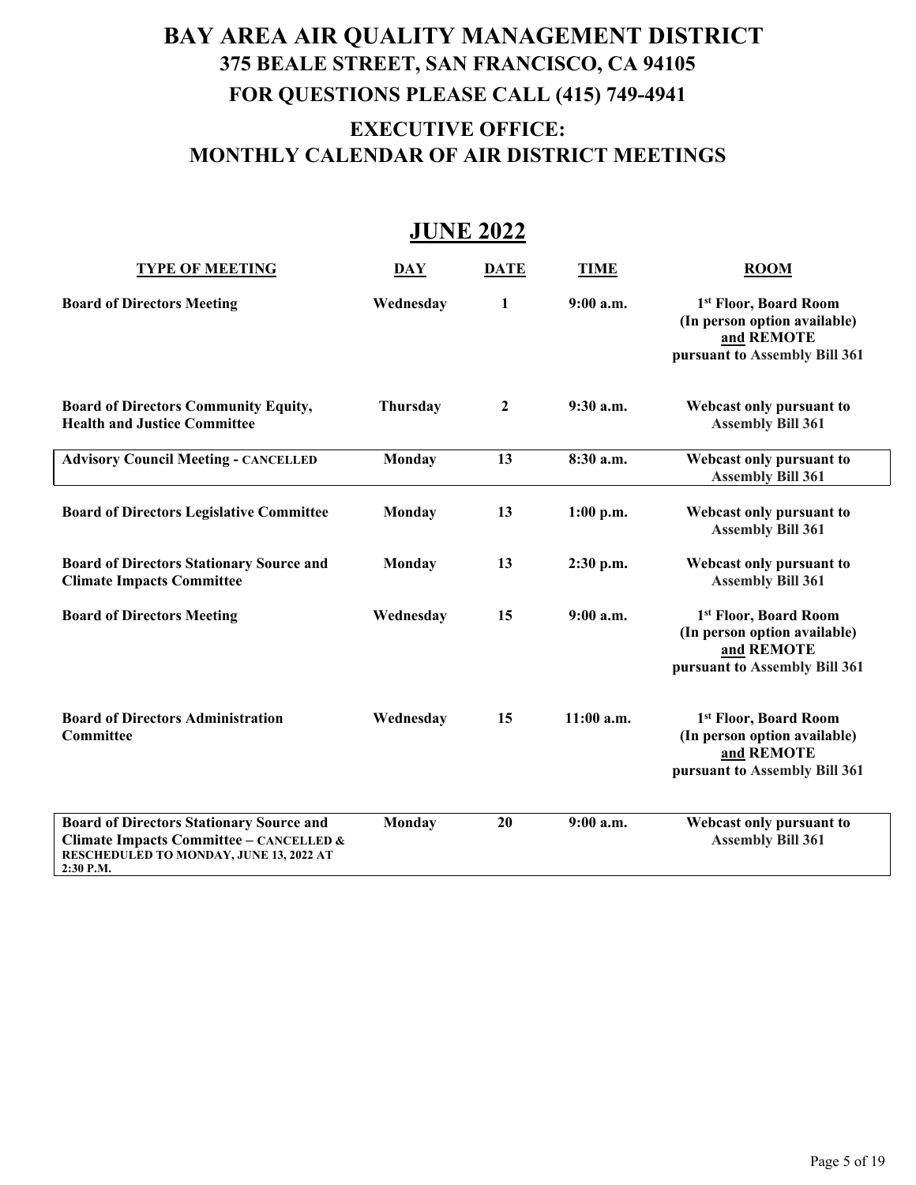# BAY AREA AIR QUALITY MANAGEMENT DISTRICT
## 375 BEALE STREET, SAN FRANCISCO, CA 94105
## FOR QUESTIONS PLEASE CALL (415) 749-4941

## EXECUTIVE OFFICE:
## MONTHLY CALENDAR OF AIR DISTRICT MEETINGS

## JUNE 2022

| TYPE OF MEETING | DAY | DATE | TIME | ROOM |
|---|---|---|---|---|
| **Board of Directors Meeting** | **Wednesday** | **1** | **9:00 a.m.** | **1st Floor, Board Room (In person option available) and REMOTE pursuant to Assembly Bill 361** |
| **Board of Directors Community Equity, Health and Justice Committee** | **Thursday** | **2** | **9:30 a.m.** | **Webcast only pursuant to Assembly Bill 361** |
| **Advisory Council Meeting - CANCELLED** | **Monday** | **13** | **8:30 a.m.** | **Webcast only pursuant to Assembly Bill 361** |
| **Board of Directors Legislative Committee** | **Monday** | **13** | **1:00 p.m.** | **Webcast only pursuant to Assembly Bill 361** |
| **Board of Directors Stationary Source and Climate Impacts Committee** | **Monday** | **13** | **2:30 p.m.** | **Webcast only pursuant to Assembly Bill 361** |
| **Board of Directors Meeting** | **Wednesday** | **15** | **9:00 a.m.** | **1st Floor, Board Room (In person option available) and REMOTE pursuant to Assembly Bill 361** |
| **Board of Directors Administration Committee** | **Wednesday** | **15** | **11:00 a.m.** | **1st Floor, Board Room (In person option available) and REMOTE pursuant to Assembly Bill 361** |
| **Board of Directors Stationary Source and Climate Impacts Committee – CANCELLED & RESCHEDULED TO MONDAY, JUNE 13, 2022 AT 2:30 P.M.** | **Monday** | **20** | **9:00 a.m.** | **Webcast only pursuant to Assembly Bill 361** |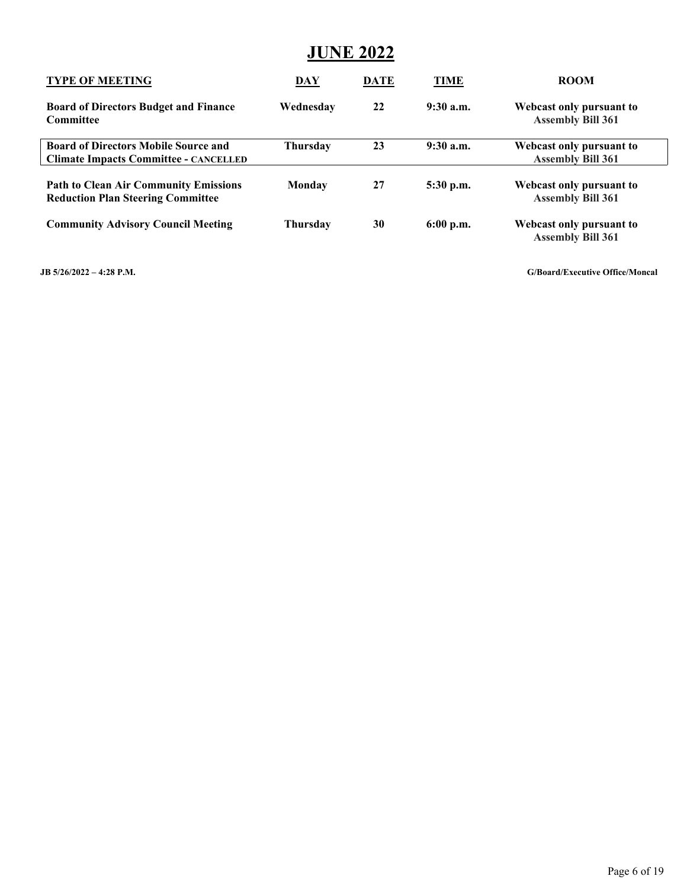# JUNE 2022

| TYPE OF MEETING | DAY | DATE | TIME | ROOM |
|---|---|---|---|---|
| **Board of Directors Budget and Finance Committee** | **Wednesday** | **22** | **9:30 a.m.** | **Webcast only pursuant to Assembly Bill 361** |
| **Board of Directors Mobile Source and Climate Impacts Committee - CANCELLED** | **Thursday** | **23** | **9:30 a.m.** | **Webcast only pursuant to Assembly Bill 361** |
| **Path to Clean Air Community Emissions Reduction Plan Steering Committee** | **Monday** | **27** | **5:30 p.m.** | **Webcast only pursuant to Assembly Bill 361** |
| **Community Advisory Council Meeting** | **Thursday** | **30** | **6:00 p.m.** | **Webcast only pursuant to Assembly Bill 361** |

**JB 5/26/2022 – 4:28 P.M.** **G/Board/Executive Office/Moncal**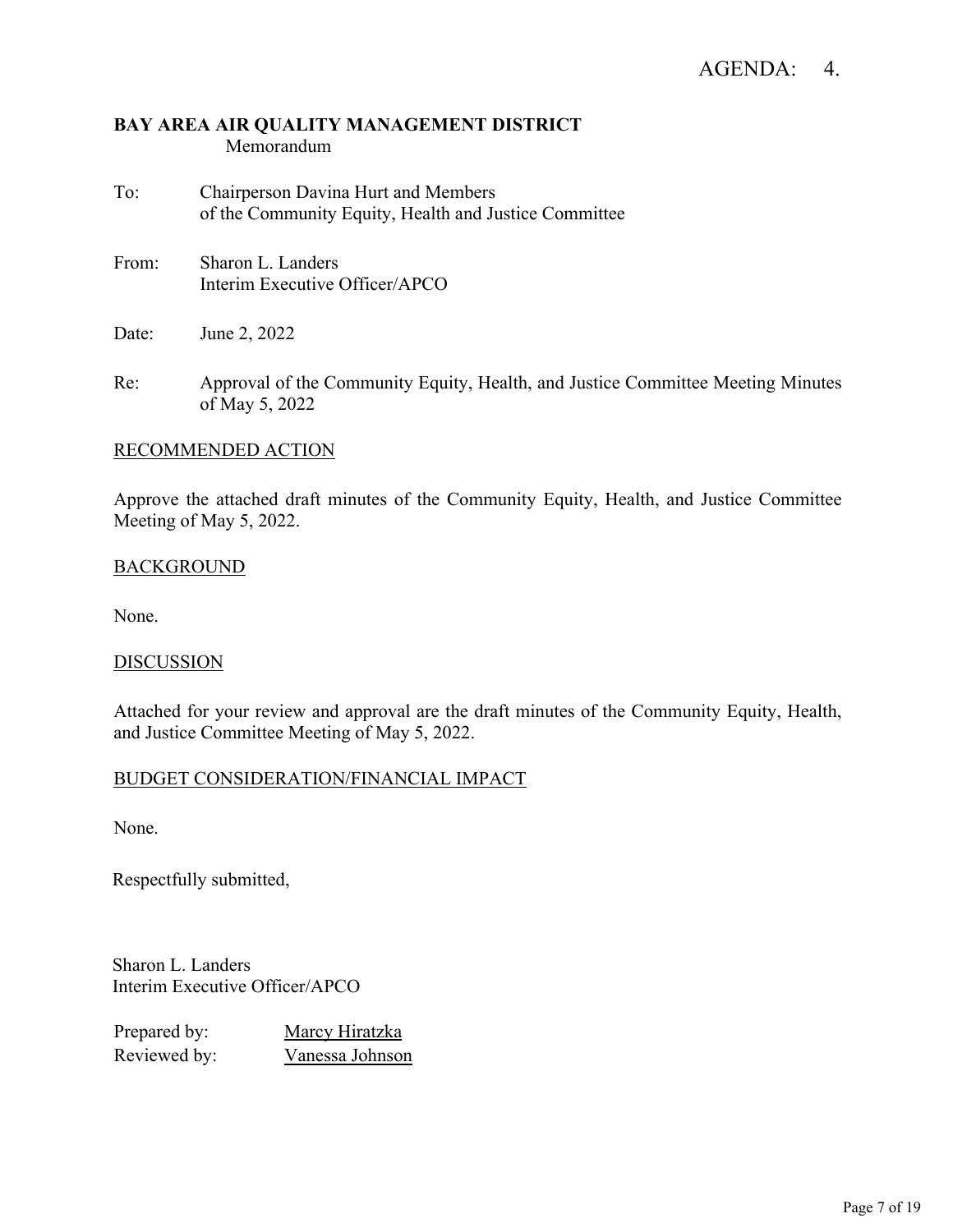AGENDA: 4.

**BAY AREA AIR QUALITY MANAGEMENT DISTRICT**
Memorandum

To: Chairperson Davina Hurt and Members of the Community Equity, Health and Justice Committee

From: Sharon L. Landers
Interim Executive Officer/APCO

Date: June 2, 2022

Re: Approval of the Community Equity, Health, and Justice Committee Meeting Minutes of May 5, 2022

RECOMMENDED ACTION

Approve the attached draft minutes of the Community Equity, Health, and Justice Committee Meeting of May 5, 2022.

BACKGROUND

None.

DISCUSSION

Attached for your review and approval are the draft minutes of the Community Equity, Health, and Justice Committee Meeting of May 5, 2022.

BUDGET CONSIDERATION/FINANCIAL IMPACT

None.

Respectfully submitted,

Sharon L. Landers
Interim Executive Officer/APCO

Prepared by: Marcy Hiratzka
Reviewed by: Vanessa Johnson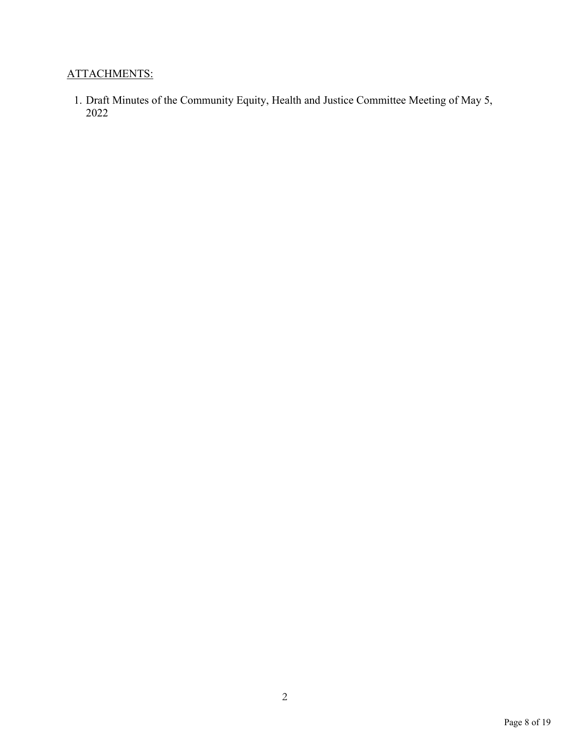<u>ATTACHMENTS:</u>

1. Draft Minutes of the Community Equity, Health and Justice Committee Meeting of May 5, 2022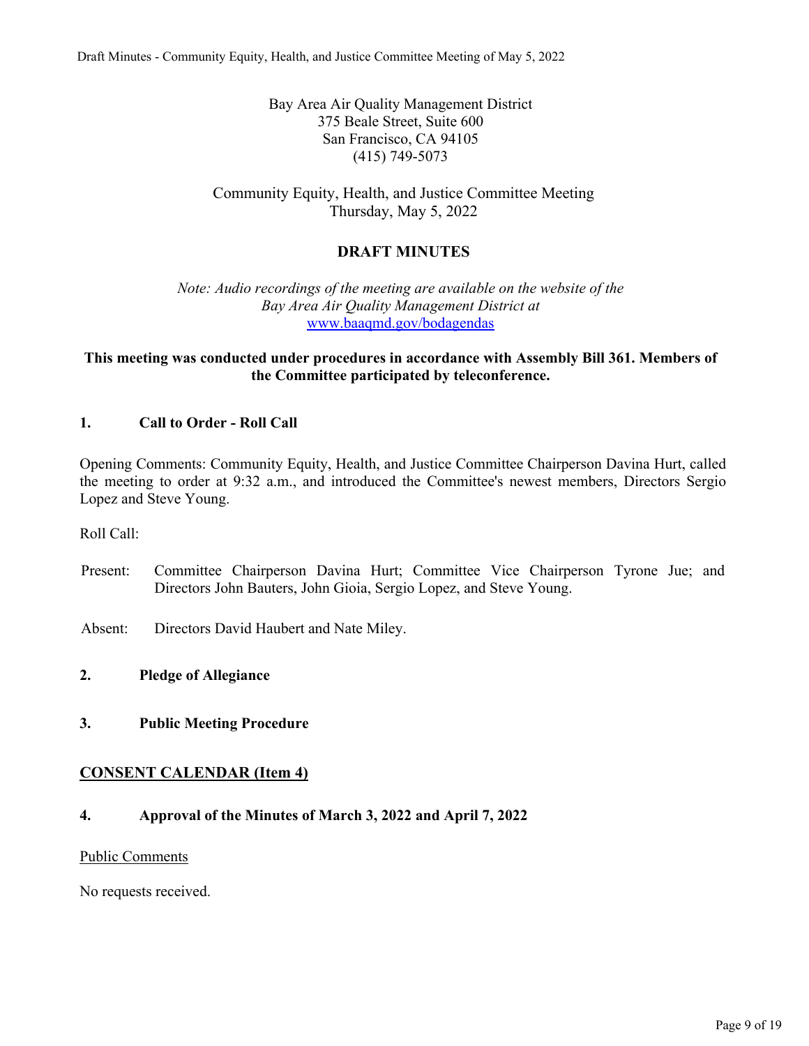Bay Area Air Quality Management District
375 Beale Street, Suite 600
San Francisco, CA 94105
(415) 749-5073

Community Equity, Health, and Justice Committee Meeting
Thursday, May 5, 2022

## DRAFT MINUTES

*Note: Audio recordings of the meeting are available on the website of the Bay Area Air Quality Management District at* [www.baaqmd.gov/bodagendas](www.baaqmd.gov/bodagendas)

**This meeting was conducted under procedures in accordance with Assembly Bill 361. Members of the Committee participated by teleconference.**

### 1. Call to Order - Roll Call

Opening Comments: Community Equity, Health, and Justice Committee Chairperson Davina Hurt, called the meeting to order at 9:32 a.m., and introduced the Committee's newest members, Directors Sergio Lopez and Steve Young.

Roll Call:

Present: Committee Chairperson Davina Hurt; Committee Vice Chairperson Tyrone Jue; and Directors John Bauters, John Gioia, Sergio Lopez, and Steve Young.

Absent: Directors David Haubert and Nate Miley.

### 2. Pledge of Allegiance

### 3. Public Meeting Procedure

## CONSENT CALENDAR (Item 4)

### 4. Approval of the Minutes of March 3, 2022 and April 7, 2022

Public Comments

No requests received.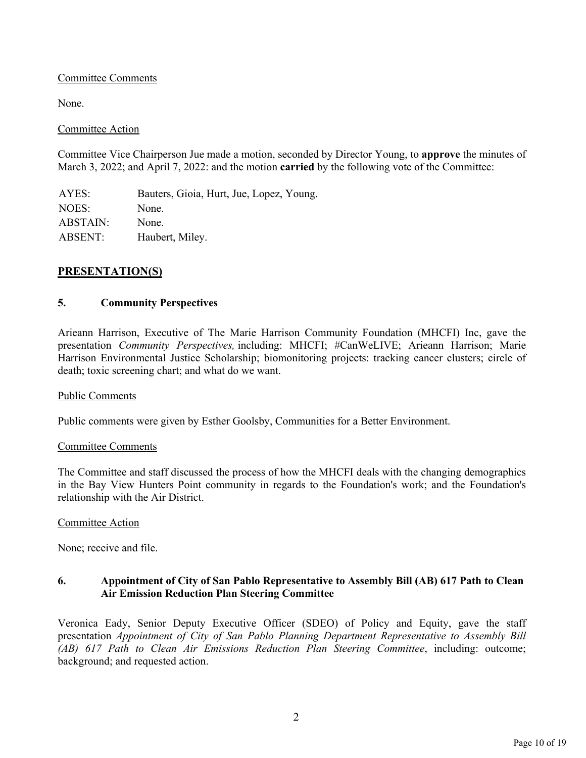Committee Comments

None.

Committee Action

Committee Vice Chairperson Jue made a motion, seconded by Director Young, to **approve** the minutes of March 3, 2022; and April 7, 2022: and the motion **carried** by the following vote of the Committee:

| | |
|---|---|
| AYES: | Bauters, Gioia, Hurt, Jue, Lopez, Young. |
| NOES: | None. |
| ABSTAIN: | None. |
| ABSENT: | Haubert, Miley. |

## PRESENTATION(S)

### 5. Community Perspectives

Arieann Harrison, Executive of The Marie Harrison Community Foundation (MHCFI) Inc, gave the presentation *Community Perspectives,* including: MHCFI; #CanWeLIVE; Arieann Harrison; Marie Harrison Environmental Justice Scholarship; biomonitoring projects: tracking cancer clusters; circle of death; toxic screening chart; and what do we want.

Public Comments

Public comments were given by Esther Goolsby, Communities for a Better Environment.

Committee Comments

The Committee and staff discussed the process of how the MHCFI deals with the changing demographics in the Bay View Hunters Point community in regards to the Foundation's work; and the Foundation's relationship with the Air District.

Committee Action

None; receive and file.

### 6. Appointment of City of San Pablo Representative to Assembly Bill (AB) 617 Path to Clean Air Emission Reduction Plan Steering Committee

Veronica Eady, Senior Deputy Executive Officer (SDEO) of Policy and Equity, gave the staff presentation *Appointment of City of San Pablo Planning Department Representative to Assembly Bill (AB) 617 Path to Clean Air Emissions Reduction Plan Steering Committee*, including: outcome; background; and requested action.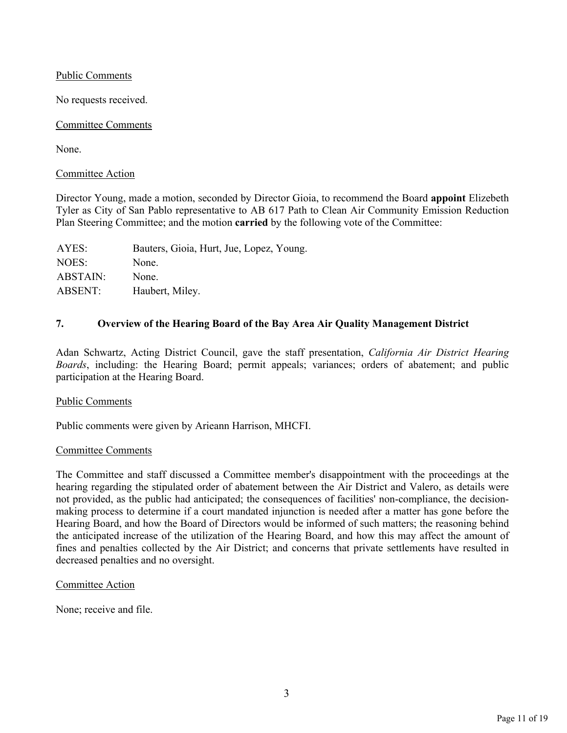Public Comments

No requests received.

Committee Comments

None.

Committee Action

Director Young, made a motion, seconded by Director Gioia, to recommend the Board **appoint** Elizebeth Tyler as City of San Pablo representative to AB 617 Path to Clean Air Community Emission Reduction Plan Steering Committee; and the motion **carried** by the following vote of the Committee:

| | |
|---|---|
| AYES: | Bauters, Gioia, Hurt, Jue, Lopez, Young. |
| NOES: | None. |
| ABSTAIN: | None. |
| ABSENT: | Haubert, Miley. |

### 7. Overview of the Hearing Board of the Bay Area Air Quality Management District

Adan Schwartz, Acting District Council, gave the staff presentation, *California Air District Hearing Boards*, including: the Hearing Board; permit appeals; variances; orders of abatement; and public participation at the Hearing Board.

Public Comments

Public comments were given by Arieann Harrison, MHCFI.

Committee Comments

The Committee and staff discussed a Committee member's disappointment with the proceedings at the hearing regarding the stipulated order of abatement between the Air District and Valero, as details were not provided, as the public had anticipated; the consequences of facilities' non-compliance, the decision-making process to determine if a court mandated injunction is needed after a matter has gone before the Hearing Board, and how the Board of Directors would be informed of such matters; the reasoning behind the anticipated increase of the utilization of the Hearing Board, and how this may affect the amount of fines and penalties collected by the Air District; and concerns that private settlements have resulted in decreased penalties and no oversight.

Committee Action

None; receive and file.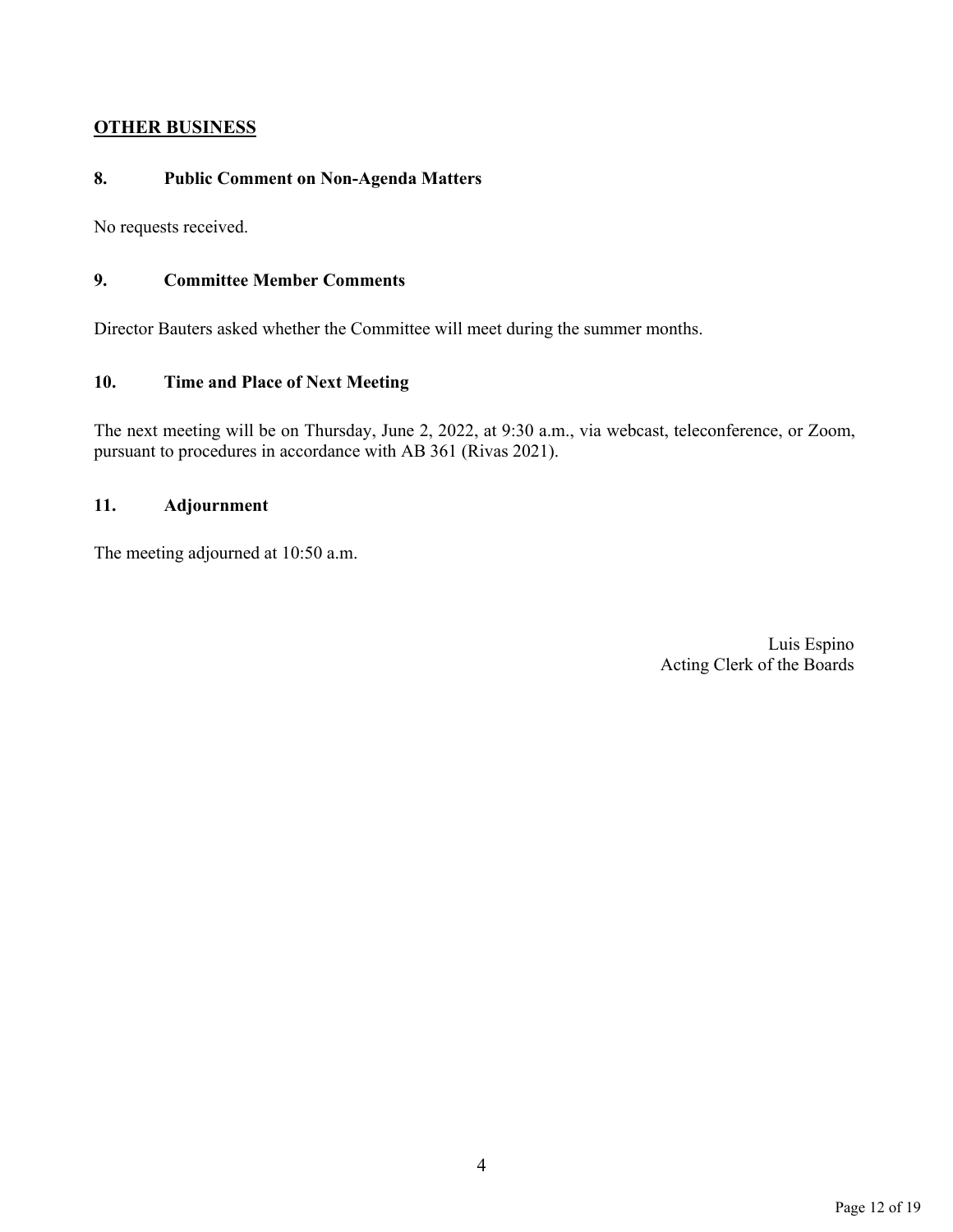## OTHER BUSINESS

### 8. Public Comment on Non-Agenda Matters

No requests received.

### 9. Committee Member Comments

Director Bauters asked whether the Committee will meet during the summer months.

### 10. Time and Place of Next Meeting

The next meeting will be on Thursday, June 2, 2022, at 9:30 a.m., via webcast, teleconference, or Zoom, pursuant to procedures in accordance with AB 361 (Rivas 2021).

### 11. Adjournment

The meeting adjourned at 10:50 a.m.

Luis Espino
Acting Clerk of the Boards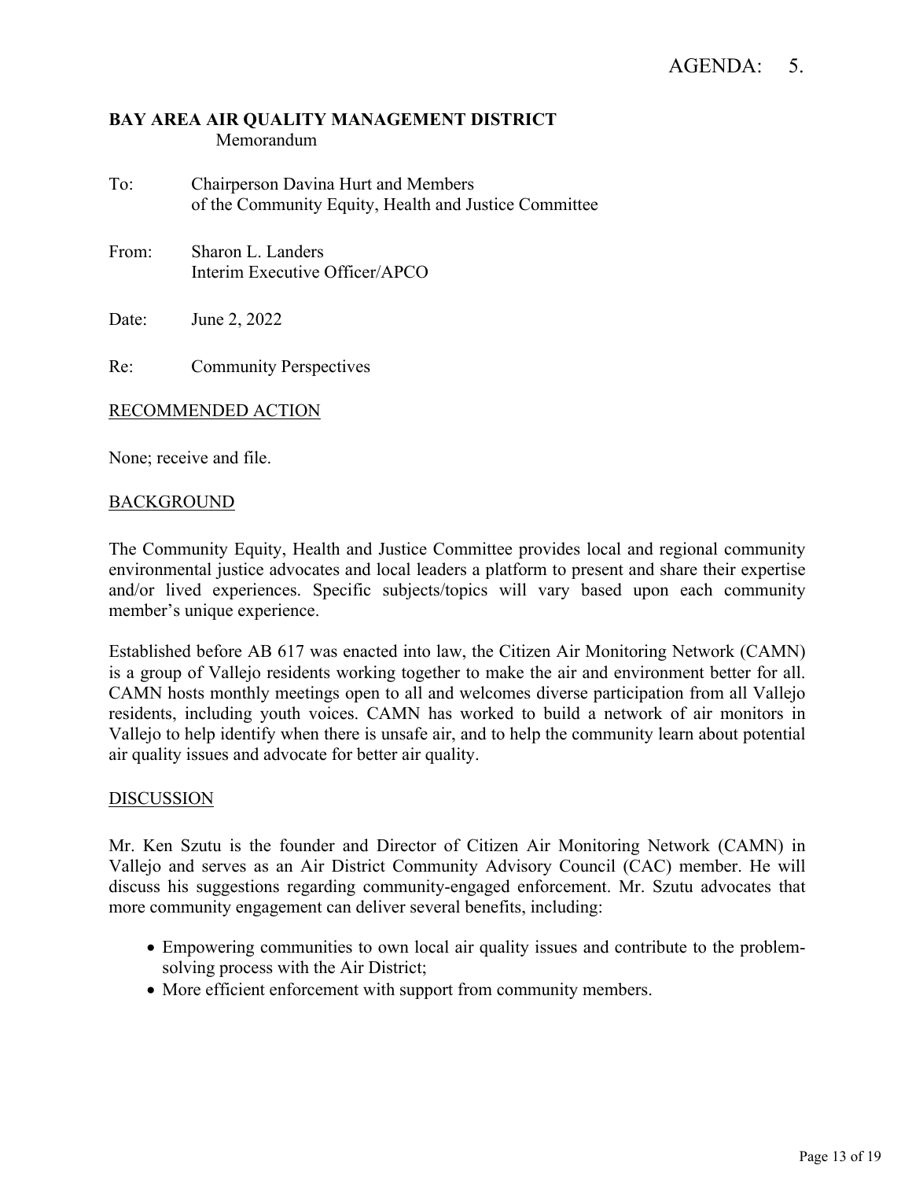AGENDA: 5.

**BAY AREA AIR QUALITY MANAGEMENT DISTRICT**
Memorandum

To: Chairperson Davina Hurt and Members of the Community Equity, Health and Justice Committee

From: Sharon L. Landers
Interim Executive Officer/APCO

Date: June 2, 2022

Re: Community Perspectives

## RECOMMENDED ACTION

None; receive and file.

## BACKGROUND

The Community Equity, Health and Justice Committee provides local and regional community environmental justice advocates and local leaders a platform to present and share their expertise and/or lived experiences. Specific subjects/topics will vary based upon each community member's unique experience.

Established before AB 617 was enacted into law, the Citizen Air Monitoring Network (CAMN) is a group of Vallejo residents working together to make the air and environment better for all. CAMN hosts monthly meetings open to all and welcomes diverse participation from all Vallejo residents, including youth voices. CAMN has worked to build a network of air monitors in Vallejo to help identify when there is unsafe air, and to help the community learn about potential air quality issues and advocate for better air quality.

## DISCUSSION

Mr. Ken Szutu is the founder and Director of Citizen Air Monitoring Network (CAMN) in Vallejo and serves as an Air District Community Advisory Council (CAC) member. He will discuss his suggestions regarding community-engaged enforcement. Mr. Szutu advocates that more community engagement can deliver several benefits, including:

- Empowering communities to own local air quality issues and contribute to the problem-solving process with the Air District;
- More efficient enforcement with support from community members.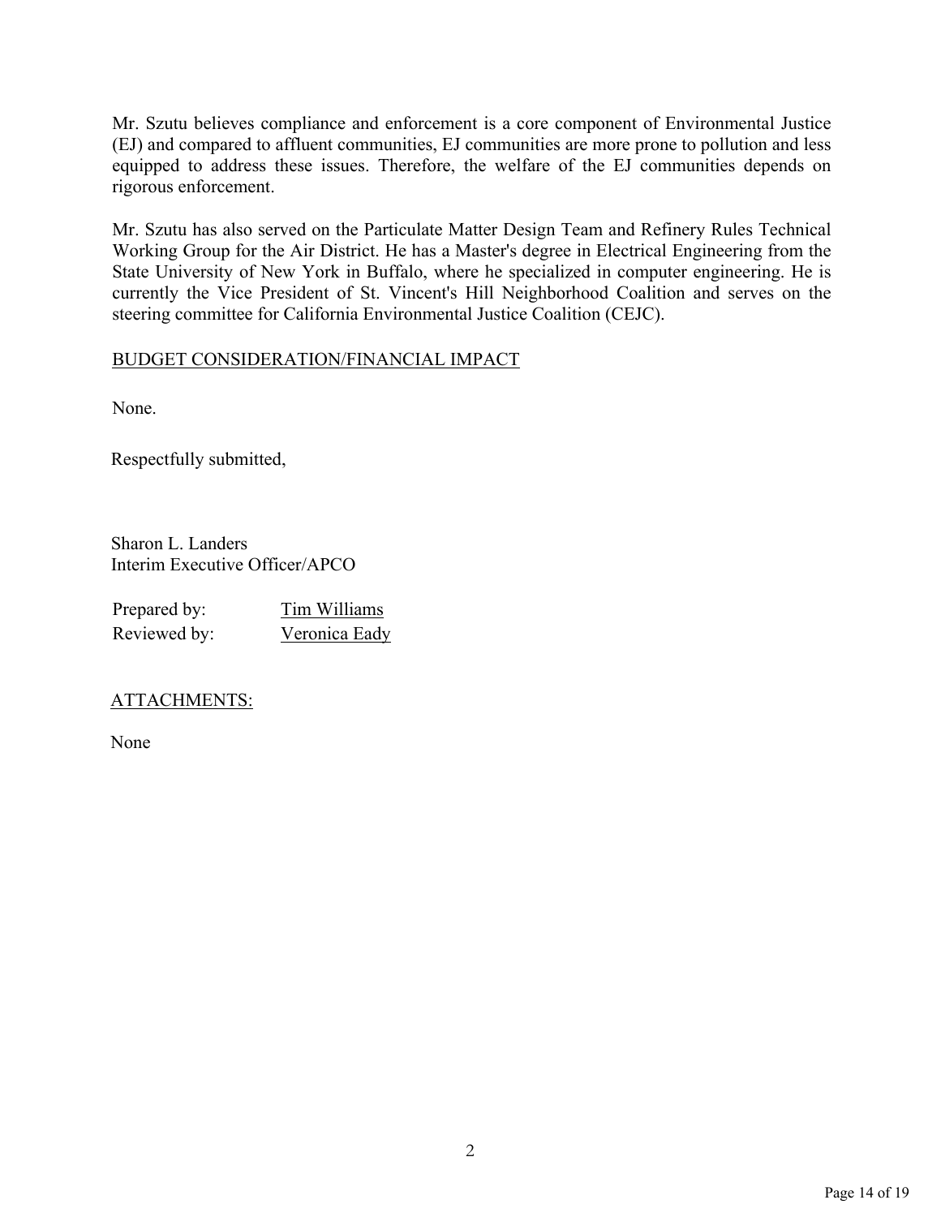Mr. Szutu believes compliance and enforcement is a core component of Environmental Justice (EJ) and compared to affluent communities, EJ communities are more prone to pollution and less equipped to address these issues. Therefore, the welfare of the EJ communities depends on rigorous enforcement.

Mr. Szutu has also served on the Particulate Matter Design Team and Refinery Rules Technical Working Group for the Air District. He has a Master's degree in Electrical Engineering from the State University of New York in Buffalo, where he specialized in computer engineering. He is currently the Vice President of St. Vincent's Hill Neighborhood Coalition and serves on the steering committee for California Environmental Justice Coalition (CEJC).

BUDGET CONSIDERATION/FINANCIAL IMPACT

None.

Respectfully submitted,

Sharon L. Landers
Interim Executive Officer/APCO

Prepared by: Tim Williams
Reviewed by: Veronica Eady

ATTACHMENTS:

None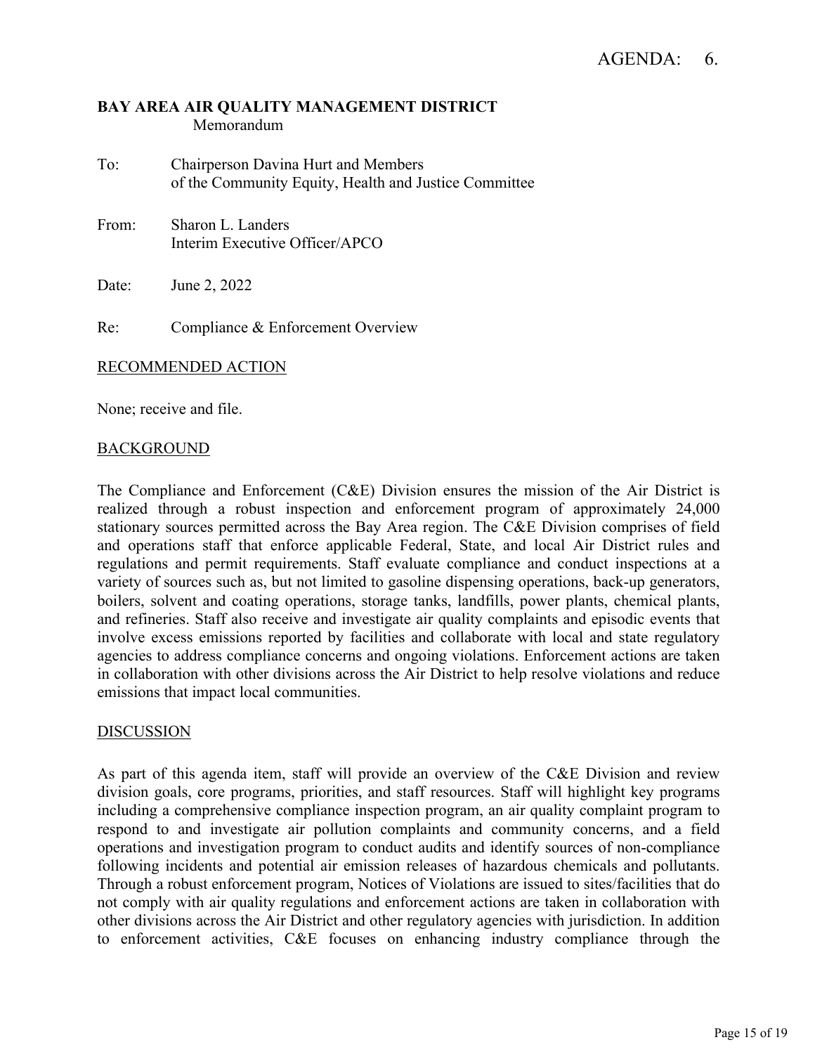AGENDA: 6.

**BAY AREA AIR QUALITY MANAGEMENT DISTRICT**
Memorandum

To: Chairperson Davina Hurt and Members of the Community Equity, Health and Justice Committee

From: Sharon L. Landers
Interim Executive Officer/APCO

Date: June 2, 2022

Re: Compliance & Enforcement Overview

## RECOMMENDED ACTION

None; receive and file.

## BACKGROUND

The Compliance and Enforcement (C&E) Division ensures the mission of the Air District is realized through a robust inspection and enforcement program of approximately 24,000 stationary sources permitted across the Bay Area region. The C&E Division comprises of field and operations staff that enforce applicable Federal, State, and local Air District rules and regulations and permit requirements. Staff evaluate compliance and conduct inspections at a variety of sources such as, but not limited to gasoline dispensing operations, back-up generators, boilers, solvent and coating operations, storage tanks, landfills, power plants, chemical plants, and refineries. Staff also receive and investigate air quality complaints and episodic events that involve excess emissions reported by facilities and collaborate with local and state regulatory agencies to address compliance concerns and ongoing violations. Enforcement actions are taken in collaboration with other divisions across the Air District to help resolve violations and reduce emissions that impact local communities.

## DISCUSSION

As part of this agenda item, staff will provide an overview of the C&E Division and review division goals, core programs, priorities, and staff resources. Staff will highlight key programs including a comprehensive compliance inspection program, an air quality complaint program to respond to and investigate air pollution complaints and community concerns, and a field operations and investigation program to conduct audits and identify sources of non-compliance following incidents and potential air emission releases of hazardous chemicals and pollutants. Through a robust enforcement program, Notices of Violations are issued to sites/facilities that do not comply with air quality regulations and enforcement actions are taken in collaboration with other divisions across the Air District and other regulatory agencies with jurisdiction. In addition to enforcement activities, C&E focuses on enhancing industry compliance through the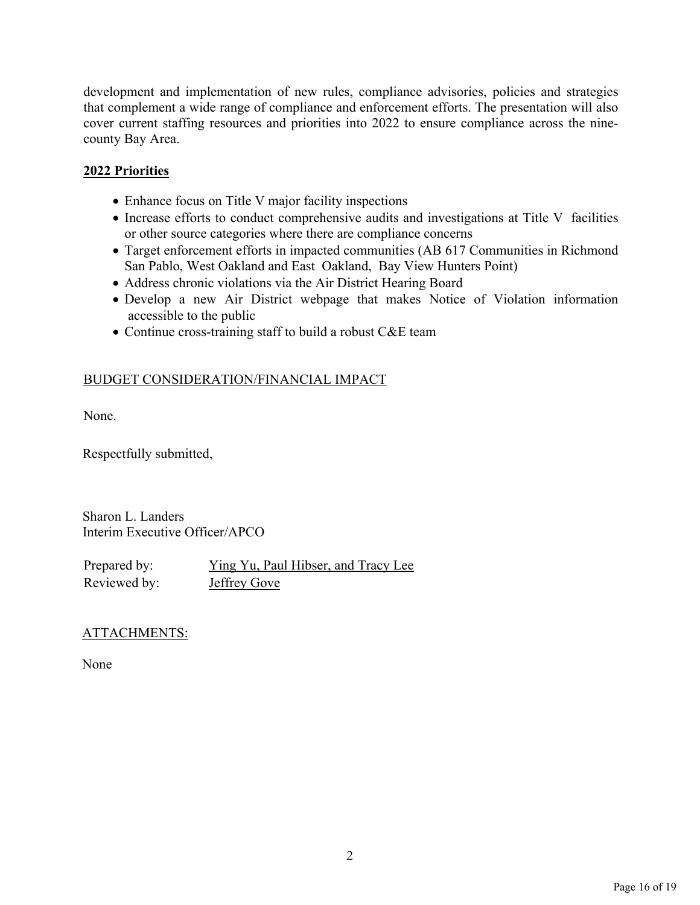development and implementation of new rules, compliance advisories, policies and strategies that complement a wide range of compliance and enforcement efforts. The presentation will also cover current staffing resources and priorities into 2022 to ensure compliance across the nine-county Bay Area.

**2022 Priorities**

- Enhance focus on Title V major facility inspections
- Increase efforts to conduct comprehensive audits and investigations at Title V facilities or other source categories where there are compliance concerns
- Target enforcement efforts in impacted communities (AB 617 Communities in Richmond San Pablo, West Oakland and East Oakland, Bay View Hunters Point)
- Address chronic violations via the Air District Hearing Board
- Develop a new Air District webpage that makes Notice of Violation information accessible to the public
- Continue cross-training staff to build a robust C&E team

BUDGET CONSIDERATION/FINANCIAL IMPACT

None.

Respectfully submitted,

Sharon L. Landers
Interim Executive Officer/APCO

Prepared by: Ying Yu, Paul Hibser, and Tracy Lee
Reviewed by: Jeffrey Gove

ATTACHMENTS:

None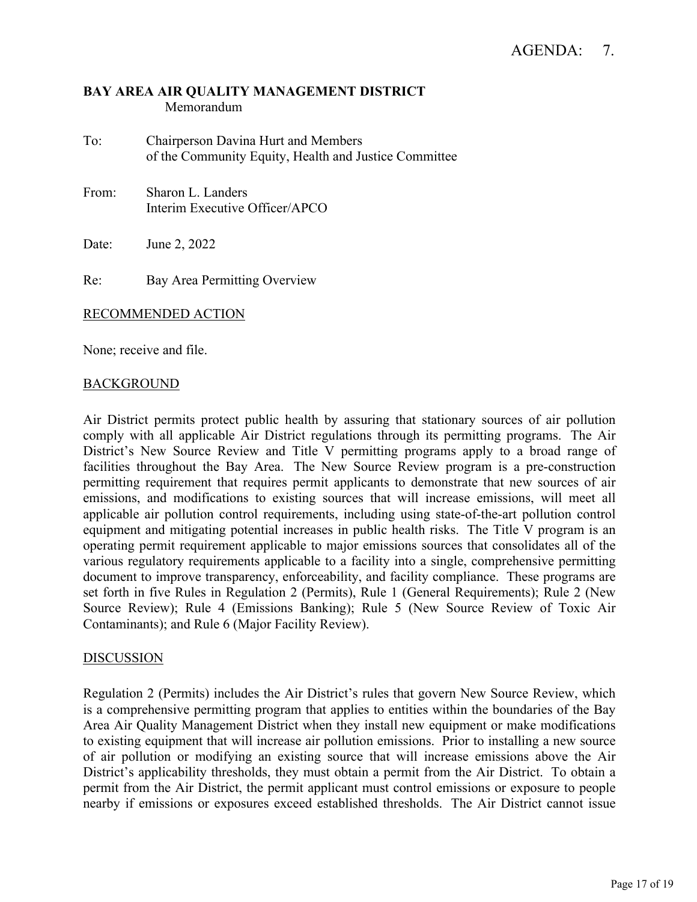AGENDA: 7.

**BAY AREA AIR QUALITY MANAGEMENT DISTRICT**
Memorandum

To: Chairperson Davina Hurt and Members of the Community Equity, Health and Justice Committee

From: Sharon L. Landers
Interim Executive Officer/APCO

Date: June 2, 2022

Re: Bay Area Permitting Overview

RECOMMENDED ACTION

None; receive and file.

BACKGROUND

Air District permits protect public health by assuring that stationary sources of air pollution comply with all applicable Air District regulations through its permitting programs. The Air District's New Source Review and Title V permitting programs apply to a broad range of facilities throughout the Bay Area. The New Source Review program is a pre-construction permitting requirement that requires permit applicants to demonstrate that new sources of air emissions, and modifications to existing sources that will increase emissions, will meet all applicable air pollution control requirements, including using state-of-the-art pollution control equipment and mitigating potential increases in public health risks. The Title V program is an operating permit requirement applicable to major emissions sources that consolidates all of the various regulatory requirements applicable to a facility into a single, comprehensive permitting document to improve transparency, enforceability, and facility compliance. These programs are set forth in five Rules in Regulation 2 (Permits), Rule 1 (General Requirements); Rule 2 (New Source Review); Rule 4 (Emissions Banking); Rule 5 (New Source Review of Toxic Air Contaminants); and Rule 6 (Major Facility Review).

DISCUSSION

Regulation 2 (Permits) includes the Air District's rules that govern New Source Review, which is a comprehensive permitting program that applies to entities within the boundaries of the Bay Area Air Quality Management District when they install new equipment or make modifications to existing equipment that will increase air pollution emissions. Prior to installing a new source of air pollution or modifying an existing source that will increase emissions above the Air District's applicability thresholds, they must obtain a permit from the Air District. To obtain a permit from the Air District, the permit applicant must control emissions or exposure to people nearby if emissions or exposures exceed established thresholds. The Air District cannot issue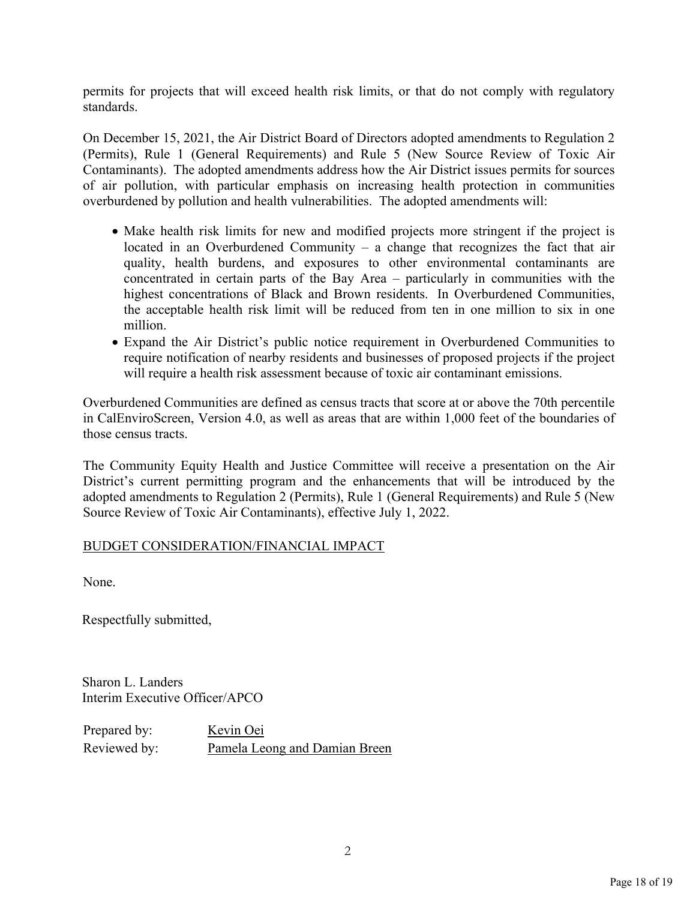permits for projects that will exceed health risk limits, or that do not comply with regulatory standards.

On December 15, 2021, the Air District Board of Directors adopted amendments to Regulation 2 (Permits), Rule 1 (General Requirements) and Rule 5 (New Source Review of Toxic Air Contaminants). The adopted amendments address how the Air District issues permits for sources of air pollution, with particular emphasis on increasing health protection in communities overburdened by pollution and health vulnerabilities. The adopted amendments will:

- Make health risk limits for new and modified projects more stringent if the project is located in an Overburdened Community – a change that recognizes the fact that air quality, health burdens, and exposures to other environmental contaminants are concentrated in certain parts of the Bay Area – particularly in communities with the highest concentrations of Black and Brown residents. In Overburdened Communities, the acceptable health risk limit will be reduced from ten in one million to six in one million.
- Expand the Air District's public notice requirement in Overburdened Communities to require notification of nearby residents and businesses of proposed projects if the project will require a health risk assessment because of toxic air contaminant emissions.

Overburdened Communities are defined as census tracts that score at or above the 70th percentile in CalEnviroScreen, Version 4.0, as well as areas that are within 1,000 feet of the boundaries of those census tracts.

The Community Equity Health and Justice Committee will receive a presentation on the Air District's current permitting program and the enhancements that will be introduced by the adopted amendments to Regulation 2 (Permits), Rule 1 (General Requirements) and Rule 5 (New Source Review of Toxic Air Contaminants), effective July 1, 2022.

<u>BUDGET CONSIDERATION/FINANCIAL IMPACT</u>

None.

Respectfully submitted,

Sharon L. Landers
Interim Executive Officer/APCO

| | |
|---|---|
| Prepared by: | <u>Kevin Oei</u> |
| Reviewed by: | <u>Pamela Leong and Damian Breen</u> |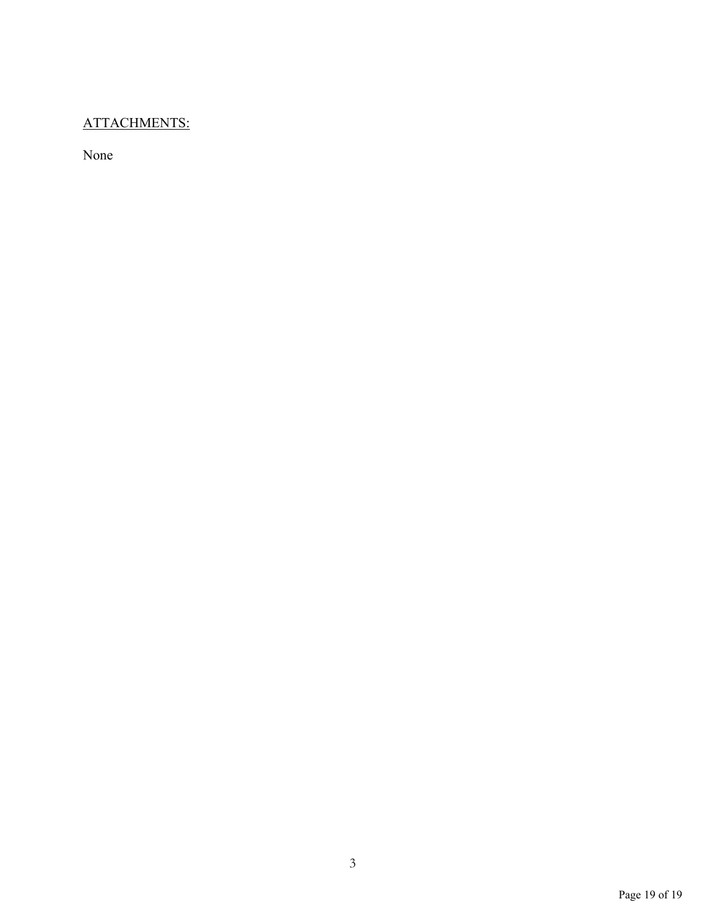ATTACHMENTS:

None